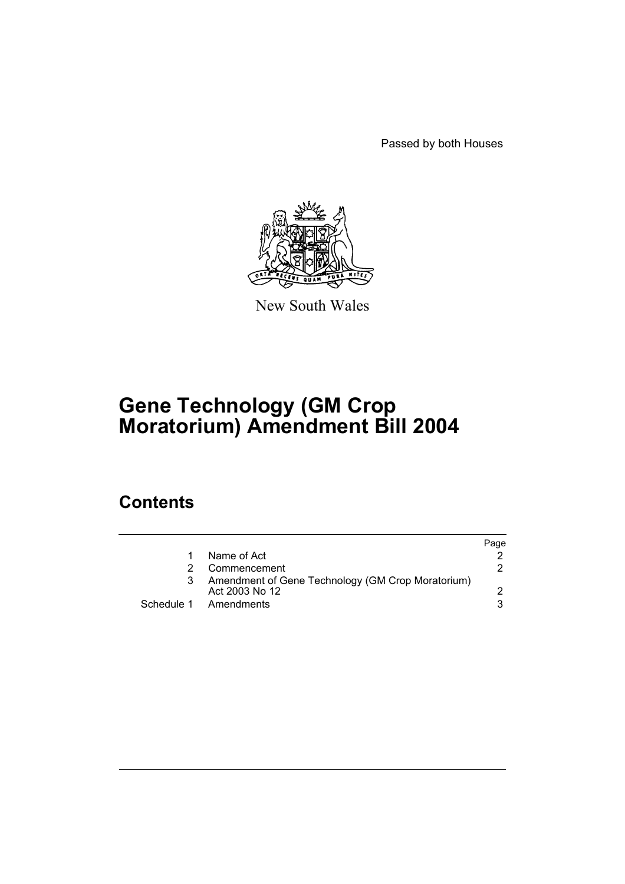Passed by both Houses

New South Wales

# Gene Technology (GM Crop Moratorium) Amendment Bill 2004

## Contents

| | | Page |
|---|---|---|
| 1 | Name of Act | 2 |
| 2 | Commencement | 2 |
| 3 | Amendment of Gene Technology (GM Crop Moratorium) Act 2003 No 12 | 2 |
| Schedule 1 | Amendments | 3 |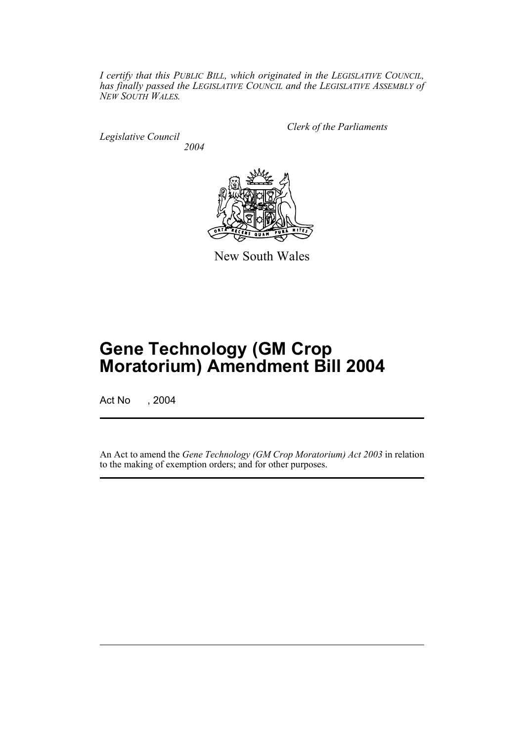*I certify that this PUBLIC BILL, which originated in the LEGISLATIVE COUNCIL, has finally passed the LEGISLATIVE COUNCIL and the LEGISLATIVE ASSEMBLY of NEW SOUTH WALES.*

*Clerk of the Parliaments*

*Legislative Council*
*2004*

New South Wales

# Gene Technology (GM Crop Moratorium) Amendment Bill 2004

Act No , 2004

An Act to amend the *Gene Technology (GM Crop Moratorium) Act 2003* in relation to the making of exemption orders; and for other purposes.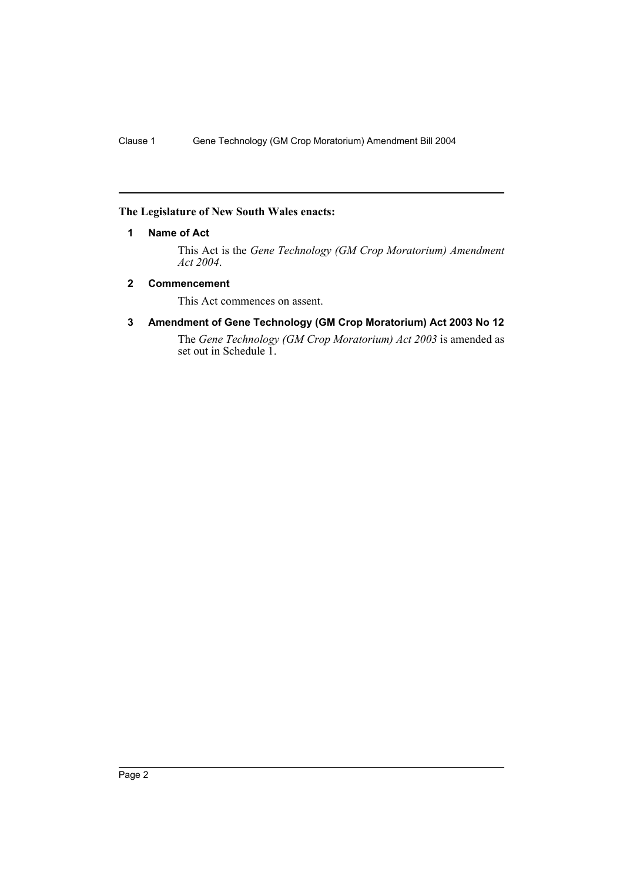**The Legislature of New South Wales enacts:**

### 1 Name of Act

This Act is the *Gene Technology (GM Crop Moratorium) Amendment Act 2004*.

### 2 Commencement

This Act commences on assent.

### 3 Amendment of Gene Technology (GM Crop Moratorium) Act 2003 No 12

The *Gene Technology (GM Crop Moratorium) Act 2003* is amended as set out in Schedule 1.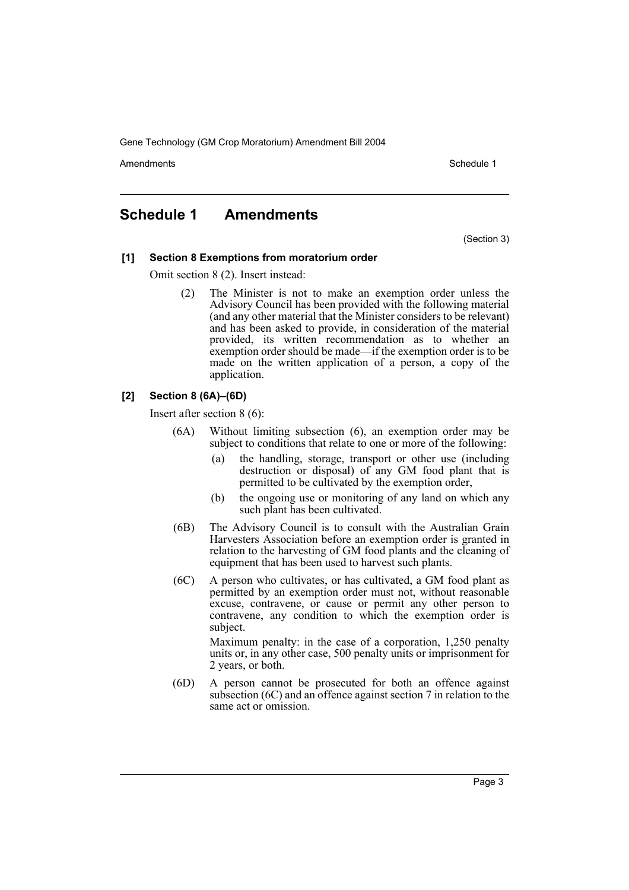## Schedule 1 Amendments

(Section 3)

**[1] Section 8 Exemptions from moratorium order**

Omit section 8 (2). Insert instead:

(2) The Minister is not to make an exemption order unless the Advisory Council has been provided with the following material (and any other material that the Minister considers to be relevant) and has been asked to provide, in consideration of the material provided, its written recommendation as to whether an exemption order should be made—if the exemption order is to be made on the written application of a person, a copy of the application.

**[2] Section 8 (6A)–(6D)**

Insert after section 8 (6):

(6A) Without limiting subsection (6), an exemption order may be subject to conditions that relate to one or more of the following:

(a) the handling, storage, transport or other use (including destruction or disposal) of any GM food plant that is permitted to be cultivated by the exemption order,

(b) the ongoing use or monitoring of any land on which any such plant has been cultivated.

(6B) The Advisory Council is to consult with the Australian Grain Harvesters Association before an exemption order is granted in relation to the harvesting of GM food plants and the cleaning of equipment that has been used to harvest such plants.

(6C) A person who cultivates, or has cultivated, a GM food plant as permitted by an exemption order must not, without reasonable excuse, contravene, or cause or permit any other person to contravene, any condition to which the exemption order is subject.

Maximum penalty: in the case of a corporation, 1,250 penalty units or, in any other case, 500 penalty units or imprisonment for 2 years, or both.

(6D) A person cannot be prosecuted for both an offence against subsection (6C) and an offence against section 7 in relation to the same act or omission.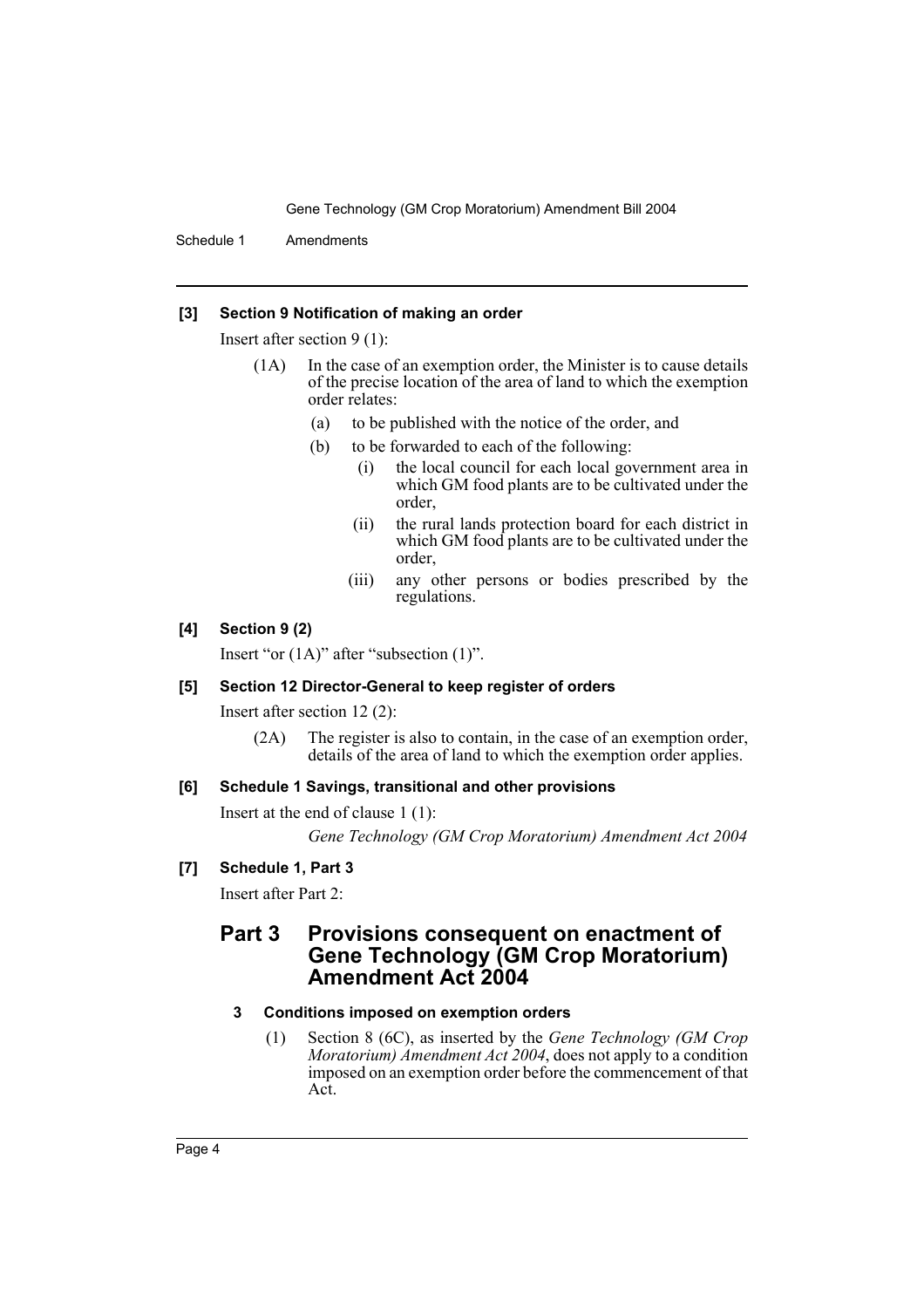**[3] Section 9 Notification of making an order**

Insert after section 9 (1):

(1A) In the case of an exemption order, the Minister is to cause details of the precise location of the area of land to which the exemption order relates:

- (a) to be published with the notice of the order, and
- (b) to be forwarded to each of the following:
  - (i) the local council for each local government area in which GM food plants are to be cultivated under the order,
  - (ii) the rural lands protection board for each district in which GM food plants are to be cultivated under the order,
  - (iii) any other persons or bodies prescribed by the regulations.

**[4] Section 9 (2)**

Insert "or (1A)" after "subsection (1)".

**[5] Section 12 Director-General to keep register of orders**

Insert after section 12 (2):

(2A) The register is also to contain, in the case of an exemption order, details of the area of land to which the exemption order applies.

**[6] Schedule 1 Savings, transitional and other provisions**

Insert at the end of clause 1 (1):

*Gene Technology (GM Crop Moratorium) Amendment Act 2004*

**[7] Schedule 1, Part 3**

Insert after Part 2:

## Part 3 Provisions consequent on enactment of Gene Technology (GM Crop Moratorium) Amendment Act 2004

### 3 Conditions imposed on exemption orders

(1) Section 8 (6C), as inserted by the *Gene Technology (GM Crop Moratorium) Amendment Act 2004*, does not apply to a condition imposed on an exemption order before the commencement of that Act.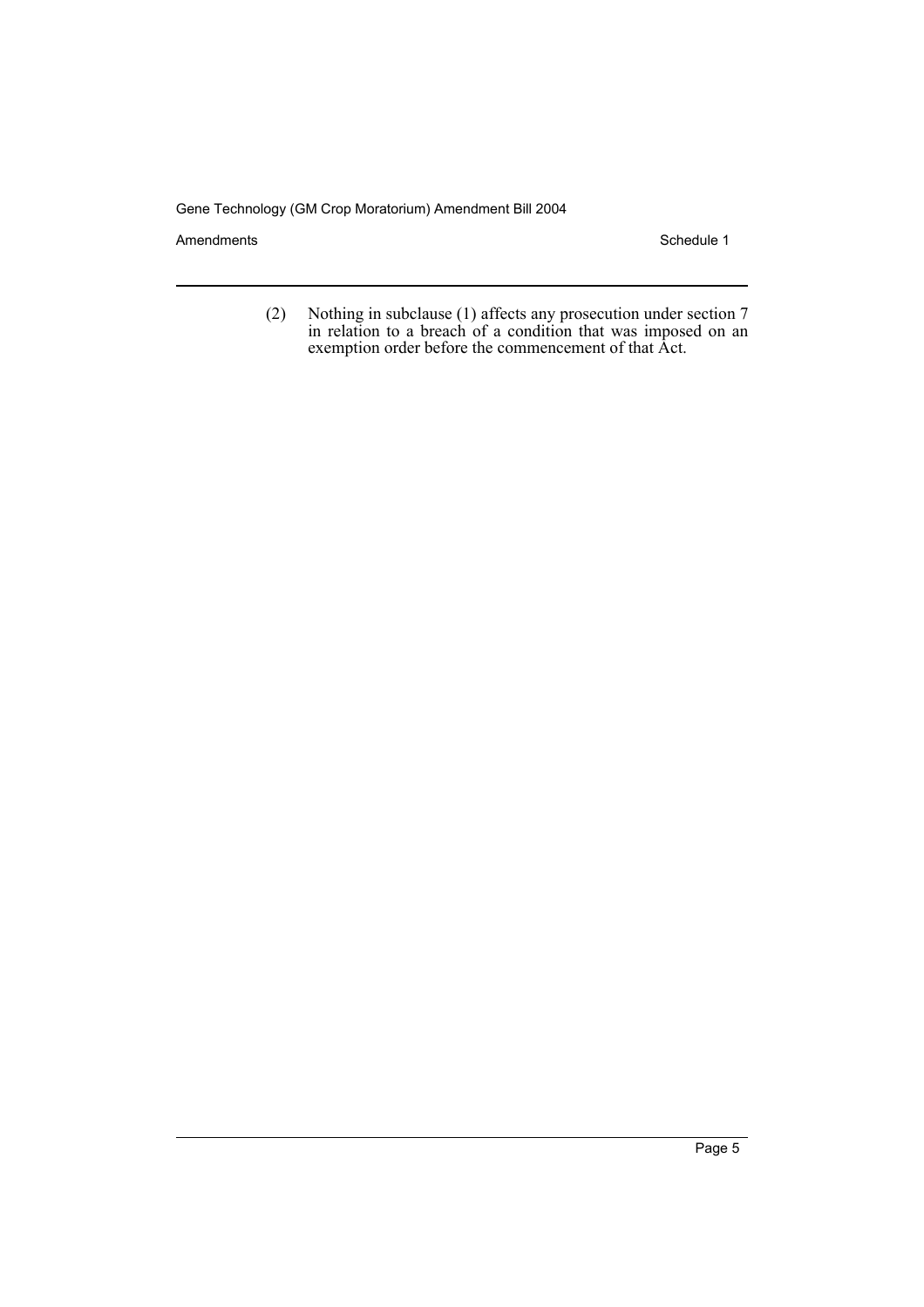(2) Nothing in subclause (1) affects any prosecution under section 7 in relation to a breach of a condition that was imposed on an exemption order before the commencement of that Act.